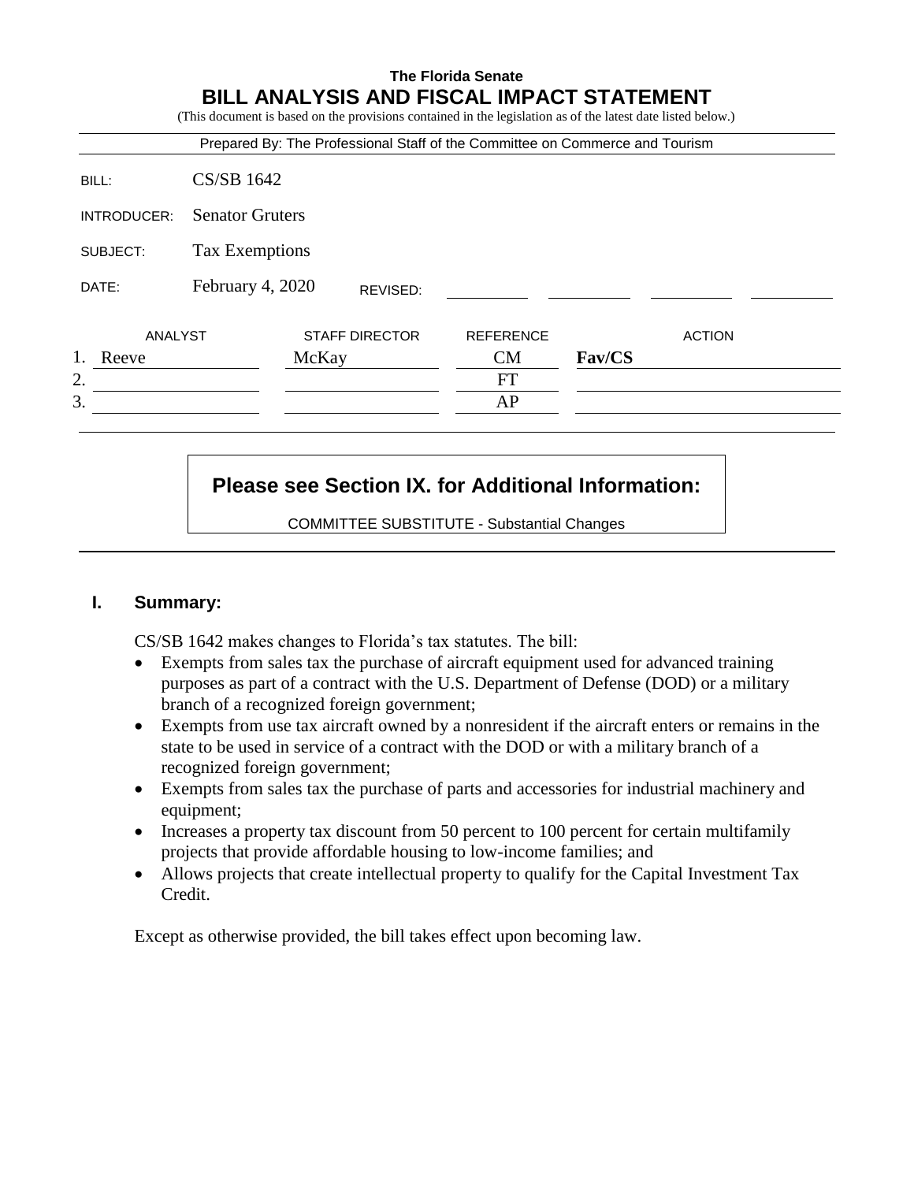**The Florida Senate**

# BILL ANALYSIS AND FISCAL IMPACT STATEMENT

(This document is based on the provisions contained in the legislation as of the latest date listed below.)

Prepared By: The Professional Staff of the Committee on Commerce and Tourism

| | |
|---|---|
| BILL: | CS/SB 1642 |
| INTRODUCER: | Senator Gruters |
| SUBJECT: | Tax Exemptions |
| DATE: | February 4, 2020 |

REVISED:

| | ANALYST | STAFF DIRECTOR | REFERENCE | ACTION |
|---|---|---|---|---|
| 1. | Reeve | McKay | CM | **Fav/CS** |
| 2. | | | FT | |
| 3. | | | AP | |

**Please see Section IX. for Additional Information:**

COMMITTEE SUBSTITUTE - Substantial Changes

## I. Summary:

CS/SB 1642 makes changes to Florida's tax statutes. The bill:

- Exempts from sales tax the purchase of aircraft equipment used for advanced training purposes as part of a contract with the U.S. Department of Defense (DOD) or a military branch of a recognized foreign government;
- Exempts from use tax aircraft owned by a nonresident if the aircraft enters or remains in the state to be used in service of a contract with the DOD or with a military branch of a recognized foreign government;
- Exempts from sales tax the purchase of parts and accessories for industrial machinery and equipment;
- Increases a property tax discount from 50 percent to 100 percent for certain multifamily projects that provide affordable housing to low-income families; and
- Allows projects that create intellectual property to qualify for the Capital Investment Tax Credit.

Except as otherwise provided, the bill takes effect upon becoming law.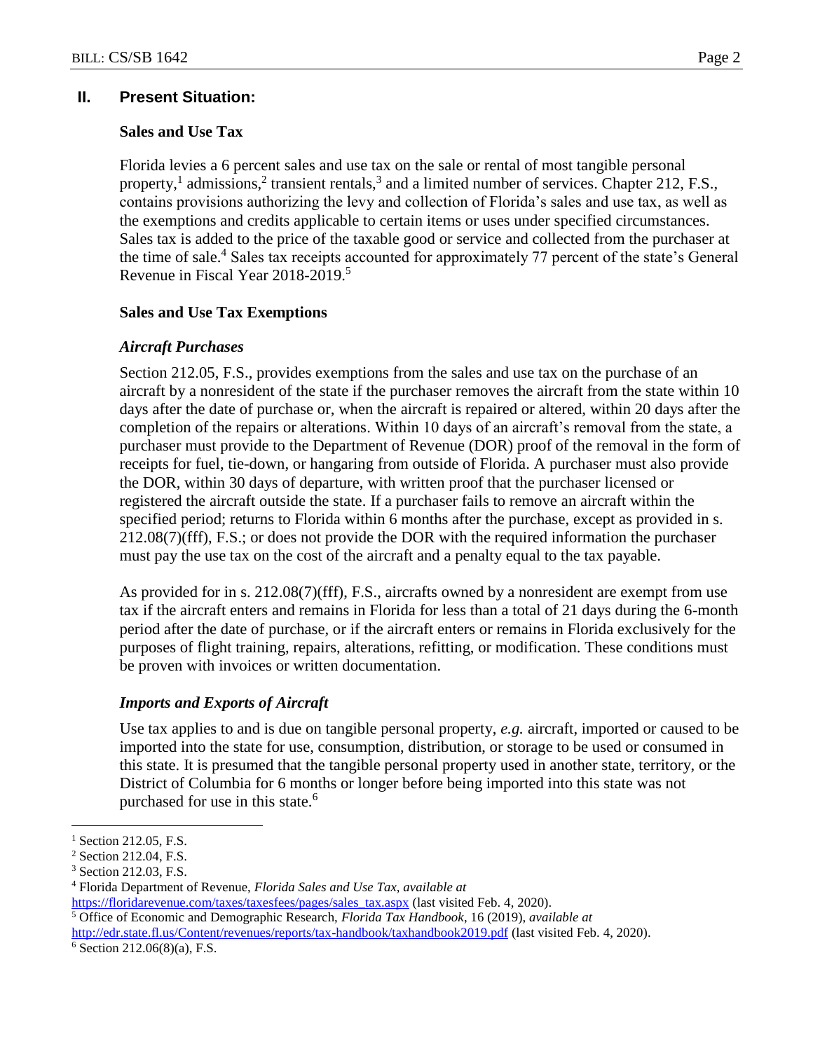## II. Present Situation:

### Sales and Use Tax

Florida levies a 6 percent sales and use tax on the sale or rental of most tangible personal property,[1] admissions,[2] transient rentals,[3] and a limited number of services. Chapter 212, F.S., contains provisions authorizing the levy and collection of Florida's sales and use tax, as well as the exemptions and credits applicable to certain items or uses under specified circumstances. Sales tax is added to the price of the taxable good or service and collected from the purchaser at the time of sale.[4] Sales tax receipts accounted for approximately 77 percent of the state's General Revenue in Fiscal Year 2018-2019.[5]

### Sales and Use Tax Exemptions

#### *Aircraft Purchases*

Section 212.05, F.S., provides exemptions from the sales and use tax on the purchase of an aircraft by a nonresident of the state if the purchaser removes the aircraft from the state within 10 days after the date of purchase or, when the aircraft is repaired or altered, within 20 days after the completion of the repairs or alterations. Within 10 days of an aircraft's removal from the state, a purchaser must provide to the Department of Revenue (DOR) proof of the removal in the form of receipts for fuel, tie-down, or hangaring from outside of Florida. A purchaser must also provide the DOR, within 30 days of departure, with written proof that the purchaser licensed or registered the aircraft outside the state. If a purchaser fails to remove an aircraft within the specified period; returns to Florida within 6 months after the purchase, except as provided in s. 212.08(7)(fff), F.S.; or does not provide the DOR with the required information the purchaser must pay the use tax on the cost of the aircraft and a penalty equal to the tax payable.

As provided for in s. 212.08(7)(fff), F.S., aircrafts owned by a nonresident are exempt from use tax if the aircraft enters and remains in Florida for less than a total of 21 days during the 6-month period after the date of purchase, or if the aircraft enters or remains in Florida exclusively for the purposes of flight training, repairs, alterations, refitting, or modification. These conditions must be proven with invoices or written documentation.

#### *Imports and Exports of Aircraft*

Use tax applies to and is due on tangible personal property, *e.g.* aircraft, imported or caused to be imported into the state for use, consumption, distribution, or storage to be used or consumed in this state. It is presumed that the tangible personal property used in another state, territory, or the District of Columbia for 6 months or longer before being imported into this state was not purchased for use in this state.[6]

---

[1] Section 212.05, F.S.

[2] Section 212.04, F.S.

[3] Section 212.03, F.S.

[4] Florida Department of Revenue, *Florida Sales and Use Tax, available at* https://floridarevenue.com/taxes/taxesfees/pages/sales_tax.aspx (last visited Feb. 4, 2020).

[5] Office of Economic and Demographic Research, *Florida Tax Handbook*, 16 (2019), *available at* http://edr.state.fl.us/Content/revenues/reports/tax-handbook/taxhandbook2019.pdf (last visited Feb. 4, 2020).

[6] Section 212.06(8)(a), F.S.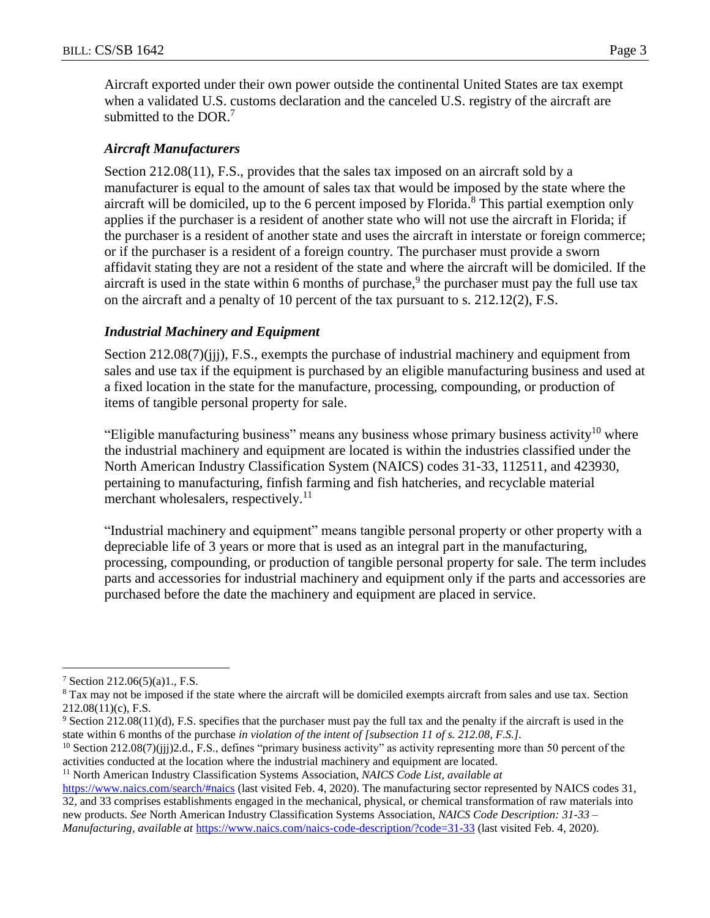Aircraft exported under their own power outside the continental United States are tax exempt when a validated U.S. customs declaration and the canceled U.S. registry of the aircraft are submitted to the DOR.[7]

### *Aircraft Manufacturers*

Section 212.08(11), F.S., provides that the sales tax imposed on an aircraft sold by a manufacturer is equal to the amount of sales tax that would be imposed by the state where the aircraft will be domiciled, up to the 6 percent imposed by Florida.[8] This partial exemption only applies if the purchaser is a resident of another state who will not use the aircraft in Florida; if the purchaser is a resident of another state and uses the aircraft in interstate or foreign commerce; or if the purchaser is a resident of a foreign country. The purchaser must provide a sworn affidavit stating they are not a resident of the state and where the aircraft will be domiciled. If the aircraft is used in the state within 6 months of purchase,[9] the purchaser must pay the full use tax on the aircraft and a penalty of 10 percent of the tax pursuant to s. 212.12(2), F.S.

### *Industrial Machinery and Equipment*

Section 212.08(7)(jjj), F.S., exempts the purchase of industrial machinery and equipment from sales and use tax if the equipment is purchased by an eligible manufacturing business and used at a fixed location in the state for the manufacture, processing, compounding, or production of items of tangible personal property for sale.

"Eligible manufacturing business" means any business whose primary business activity[10] where the industrial machinery and equipment are located is within the industries classified under the North American Industry Classification System (NAICS) codes 31-33, 112511, and 423930, pertaining to manufacturing, finfish farming and fish hatcheries, and recyclable material merchant wholesalers, respectively.[11]

"Industrial machinery and equipment" means tangible personal property or other property with a depreciable life of 3 years or more that is used as an integral part in the manufacturing, processing, compounding, or production of tangible personal property for sale. The term includes parts and accessories for industrial machinery and equipment only if the parts and accessories are purchased before the date the machinery and equipment are placed in service.

---

[7] Section 212.06(5)(a)1., F.S.

[8] Tax may not be imposed if the state where the aircraft will be domiciled exempts aircraft from sales and use tax. Section 212.08(11)(c), F.S.

[9] Section 212.08(11)(d), F.S. specifies that the purchaser must pay the full tax and the penalty if the aircraft is used in the state within 6 months of the purchase *in violation of the intent of [subsection 11 of s. 212.08, F.S.]*.

[10] Section 212.08(7)(jjj)2.d., F.S., defines "primary business activity" as activity representing more than 50 percent of the activities conducted at the location where the industrial machinery and equipment are located.

[11] North American Industry Classification Systems Association, *NAICS Code List, available at* https://www.naics.com/search/#naics (last visited Feb. 4, 2020). The manufacturing sector represented by NAICS codes 31, 32, and 33 comprises establishments engaged in the mechanical, physical, or chemical transformation of raw materials into new products. *See* North American Industry Classification Systems Association, *NAICS Code Description: 31-33 – Manufacturing, available at* https://www.naics.com/naics-code-description/?code=31-33 (last visited Feb. 4, 2020).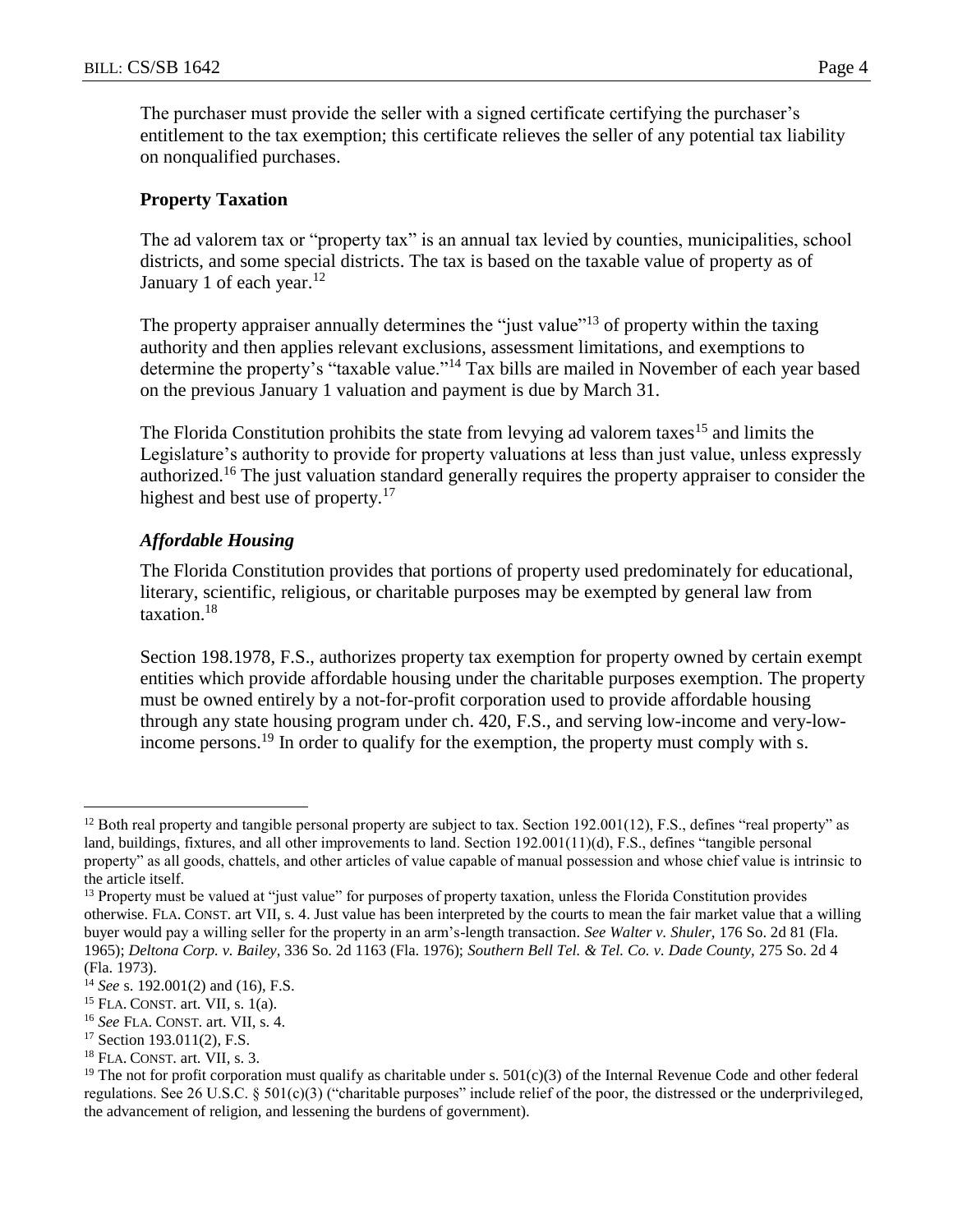The purchaser must provide the seller with a signed certificate certifying the purchaser's entitlement to the tax exemption; this certificate relieves the seller of any potential tax liability on nonqualified purchases.

### Property Taxation

The ad valorem tax or "property tax" is an annual tax levied by counties, municipalities, school districts, and some special districts. The tax is based on the taxable value of property as of January 1 of each year.[12]

The property appraiser annually determines the "just value"[13] of property within the taxing authority and then applies relevant exclusions, assessment limitations, and exemptions to determine the property's "taxable value."[14] Tax bills are mailed in November of each year based on the previous January 1 valuation and payment is due by March 31.

The Florida Constitution prohibits the state from levying ad valorem taxes[15] and limits the Legislature's authority to provide for property valuations at less than just value, unless expressly authorized.[16] The just valuation standard generally requires the property appraiser to consider the highest and best use of property.[17]

#### *Affordable Housing*

The Florida Constitution provides that portions of property used predominately for educational, literary, scientific, religious, or charitable purposes may be exempted by general law from taxation.[18]

Section 198.1978, F.S., authorizes property tax exemption for property owned by certain exempt entities which provide affordable housing under the charitable purposes exemption. The property must be owned entirely by a not-for-profit corporation used to provide affordable housing through any state housing program under ch. 420, F.S., and serving low-income and very-low-income persons.[19] In order to qualify for the exemption, the property must comply with s.

---

[12] Both real property and tangible personal property are subject to tax. Section 192.001(12), F.S., defines "real property" as land, buildings, fixtures, and all other improvements to land. Section 192.001(11)(d), F.S., defines "tangible personal property" as all goods, chattels, and other articles of value capable of manual possession and whose chief value is intrinsic to the article itself.

[13] Property must be valued at "just value" for purposes of property taxation, unless the Florida Constitution provides otherwise. FLA. CONST. art VII, s. 4. Just value has been interpreted by the courts to mean the fair market value that a willing buyer would pay a willing seller for the property in an arm's-length transaction. *See Walter v. Shuler*, 176 So. 2d 81 (Fla. 1965); *Deltona Corp. v. Bailey*, 336 So. 2d 1163 (Fla. 1976); *Southern Bell Tel. & Tel. Co. v. Dade County*, 275 So. 2d 4 (Fla. 1973).

[14] *See* s. 192.001(2) and (16), F.S.

[15] FLA. CONST. art. VII, s. 1(a).

[16] *See* FLA. CONST. art. VII, s. 4.

[17] Section 193.011(2), F.S.

[18] FLA. CONST. art. VII, s. 3.

[19] The not for profit corporation must qualify as charitable under s. 501(c)(3) of the Internal Revenue Code and other federal regulations. See 26 U.S.C. § 501(c)(3) ("charitable purposes" include relief of the poor, the distressed or the underprivileged, the advancement of religion, and lessening the burdens of government).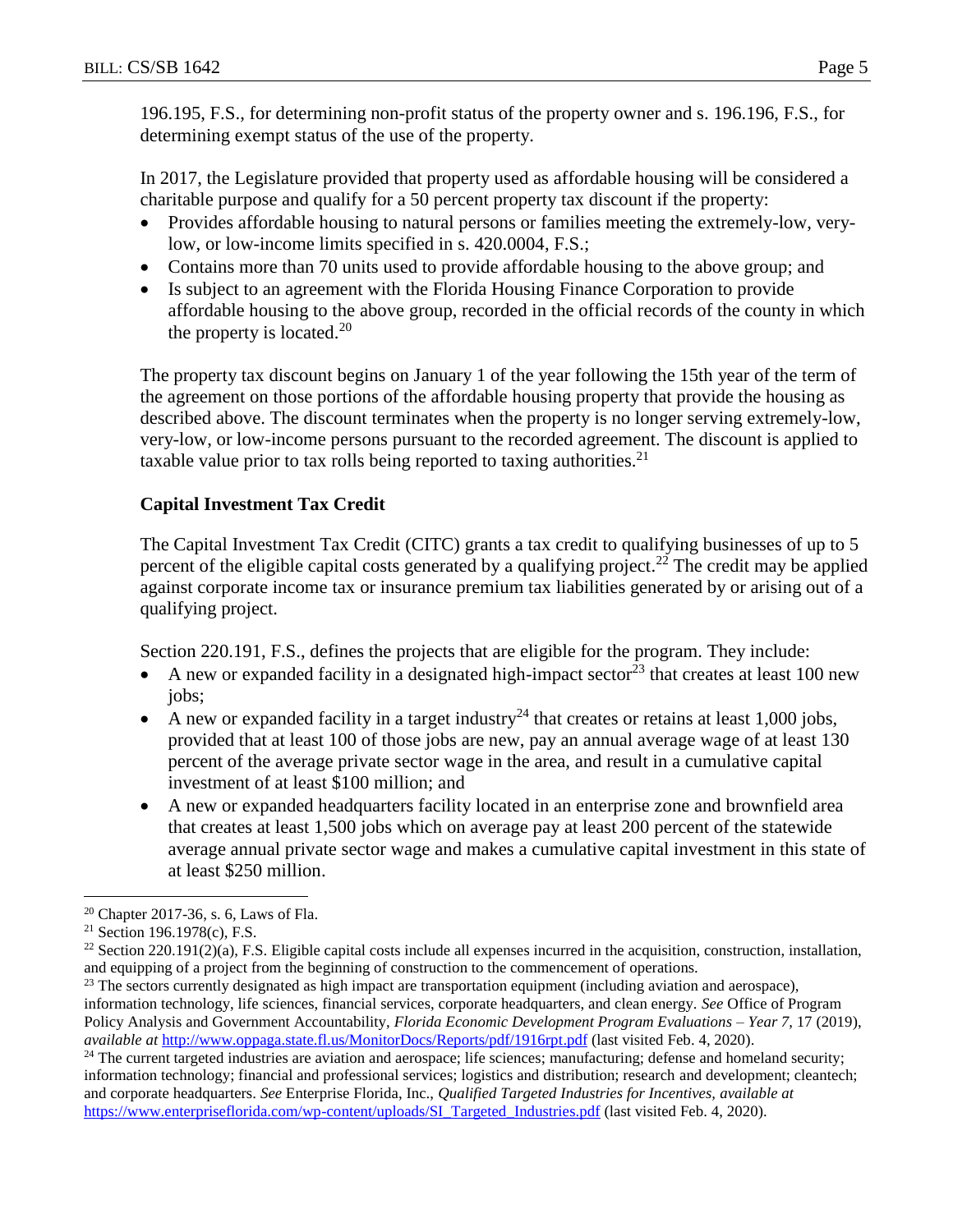196.195, F.S., for determining non-profit status of the property owner and s. 196.196, F.S., for determining exempt status of the use of the property.

In 2017, the Legislature provided that property used as affordable housing will be considered a charitable purpose and qualify for a 50 percent property tax discount if the property:

- Provides affordable housing to natural persons or families meeting the extremely-low, very-low, or low-income limits specified in s. 420.0004, F.S.;
- Contains more than 70 units used to provide affordable housing to the above group; and
- Is subject to an agreement with the Florida Housing Finance Corporation to provide affordable housing to the above group, recorded in the official records of the county in which the property is located.[20]

The property tax discount begins on January 1 of the year following the 15th year of the term of the agreement on those portions of the affordable housing property that provide the housing as described above. The discount terminates when the property is no longer serving extremely-low, very-low, or low-income persons pursuant to the recorded agreement. The discount is applied to taxable value prior to tax rolls being reported to taxing authorities.[21]

**Capital Investment Tax Credit**

The Capital Investment Tax Credit (CITC) grants a tax credit to qualifying businesses of up to 5 percent of the eligible capital costs generated by a qualifying project.[22] The credit may be applied against corporate income tax or insurance premium tax liabilities generated by or arising out of a qualifying project.

Section 220.191, F.S., defines the projects that are eligible for the program. They include:

- A new or expanded facility in a designated high-impact sector[23] that creates at least 100 new jobs;
- A new or expanded facility in a target industry[24] that creates or retains at least 1,000 jobs, provided that at least 100 of those jobs are new, pay an annual average wage of at least 130 percent of the average private sector wage in the area, and result in a cumulative capital investment of at least $100 million; and
- A new or expanded headquarters facility located in an enterprise zone and brownfield area that creates at least 1,500 jobs which on average pay at least 200 percent of the statewide average annual private sector wage and makes a cumulative capital investment in this state of at least $250 million.

---

[20] Chapter 2017-36, s. 6, Laws of Fla.

[21] Section 196.1978(c), F.S.

[22] Section 220.191(2)(a), F.S. Eligible capital costs include all expenses incurred in the acquisition, construction, installation, and equipping of a project from the beginning of construction to the commencement of operations.

[23] The sectors currently designated as high impact are transportation equipment (including aviation and aerospace), information technology, life sciences, financial services, corporate headquarters, and clean energy. *See* Office of Program Policy Analysis and Government Accountability, *Florida Economic Development Program Evaluations – Year 7*, 17 (2019), *available at* http://www.oppaga.state.fl.us/MonitorDocs/Reports/pdf/1916rpt.pdf (last visited Feb. 4, 2020).

[24] The current targeted industries are aviation and aerospace; life sciences; manufacturing; defense and homeland security; information technology; financial and professional services; logistics and distribution; research and development; cleantech; and corporate headquarters. *See* Enterprise Florida, Inc., *Qualified Targeted Industries for Incentives, available at* https://www.enterpriseflorida.com/wp-content/uploads/SI_Targeted_Industries.pdf (last visited Feb. 4, 2020).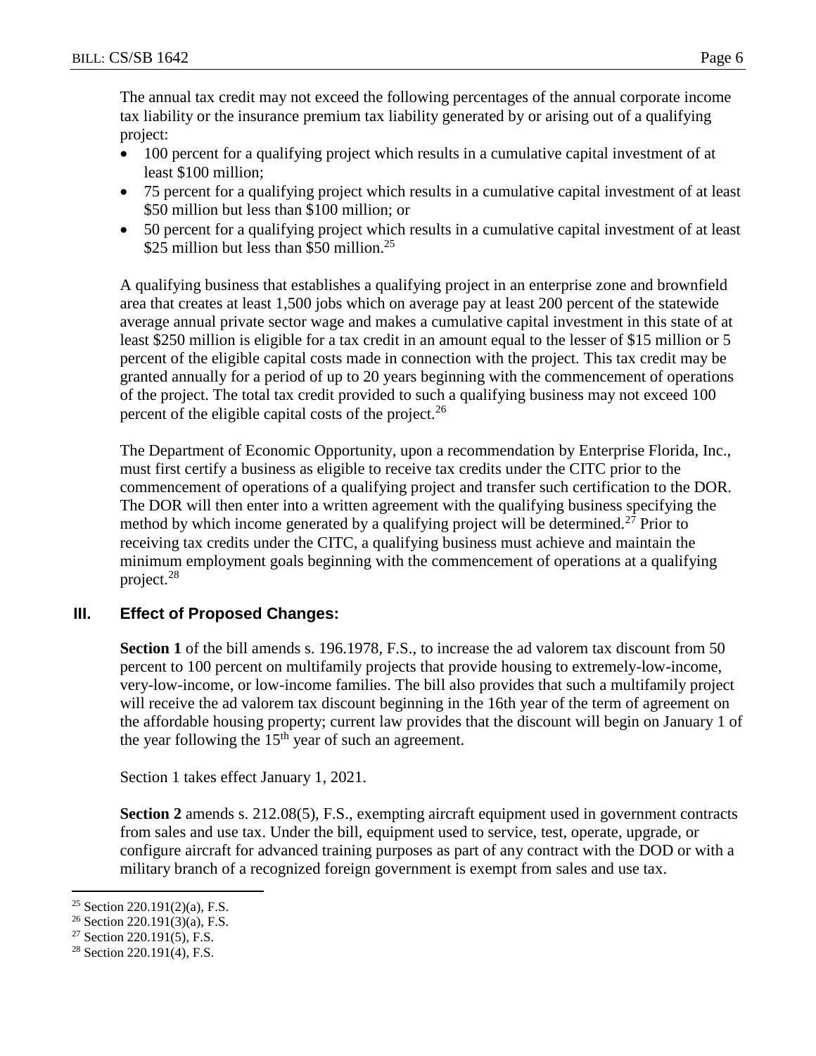The annual tax credit may not exceed the following percentages of the annual corporate income tax liability or the insurance premium tax liability generated by or arising out of a qualifying project:

- 100 percent for a qualifying project which results in a cumulative capital investment of at least \$100 million;
- 75 percent for a qualifying project which results in a cumulative capital investment of at least \$50 million but less than \$100 million; or
- 50 percent for a qualifying project which results in a cumulative capital investment of at least \$25 million but less than \$50 million.[25]

A qualifying business that establishes a qualifying project in an enterprise zone and brownfield area that creates at least 1,500 jobs which on average pay at least 200 percent of the statewide average annual private sector wage and makes a cumulative capital investment in this state of at least \$250 million is eligible for a tax credit in an amount equal to the lesser of \$15 million or 5 percent of the eligible capital costs made in connection with the project. This tax credit may be granted annually for a period of up to 20 years beginning with the commencement of operations of the project. The total tax credit provided to such a qualifying business may not exceed 100 percent of the eligible capital costs of the project.[26]

The Department of Economic Opportunity, upon a recommendation by Enterprise Florida, Inc., must first certify a business as eligible to receive tax credits under the CITC prior to the commencement of operations of a qualifying project and transfer such certification to the DOR. The DOR will then enter into a written agreement with the qualifying business specifying the method by which income generated by a qualifying project will be determined.[27] Prior to receiving tax credits under the CITC, a qualifying business must achieve and maintain the minimum employment goals beginning with the commencement of operations at a qualifying project.[28]

## III. Effect of Proposed Changes:

**Section 1** of the bill amends s. 196.1978, F.S., to increase the ad valorem tax discount from 50 percent to 100 percent on multifamily projects that provide housing to extremely-low-income, very-low-income, or low-income families. The bill also provides that such a multifamily project will receive the ad valorem tax discount beginning in the 16th year of the term of agreement on the affordable housing property; current law provides that the discount will begin on January 1 of the year following the 15th year of such an agreement.

Section 1 takes effect January 1, 2021.

**Section 2** amends s. 212.08(5), F.S., exempting aircraft equipment used in government contracts from sales and use tax. Under the bill, equipment used to service, test, operate, upgrade, or configure aircraft for advanced training purposes as part of any contract with the DOD or with a military branch of a recognized foreign government is exempt from sales and use tax.

---

[25] Section 220.191(2)(a), F.S.

[26] Section 220.191(3)(a), F.S.

[27] Section 220.191(5), F.S.

[28] Section 220.191(4), F.S.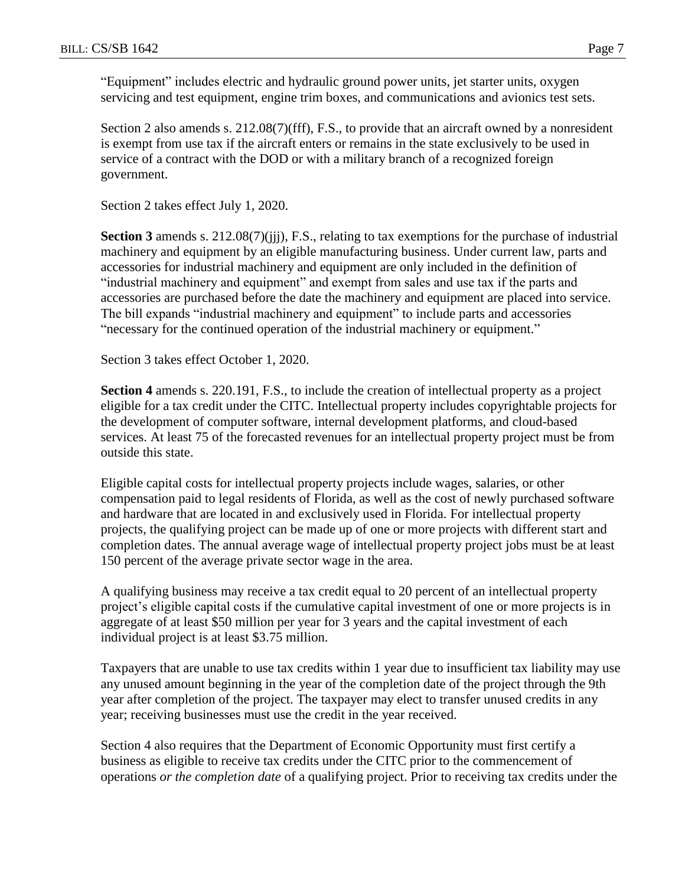"Equipment" includes electric and hydraulic ground power units, jet starter units, oxygen servicing and test equipment, engine trim boxes, and communications and avionics test sets.

Section 2 also amends s. 212.08(7)(fff), F.S., to provide that an aircraft owned by a nonresident is exempt from use tax if the aircraft enters or remains in the state exclusively to be used in service of a contract with the DOD or with a military branch of a recognized foreign government.

Section 2 takes effect July 1, 2020.

**Section 3** amends s. 212.08(7)(jjj), F.S., relating to tax exemptions for the purchase of industrial machinery and equipment by an eligible manufacturing business. Under current law, parts and accessories for industrial machinery and equipment are only included in the definition of "industrial machinery and equipment" and exempt from sales and use tax if the parts and accessories are purchased before the date the machinery and equipment are placed into service. The bill expands "industrial machinery and equipment" to include parts and accessories "necessary for the continued operation of the industrial machinery or equipment."

Section 3 takes effect October 1, 2020.

**Section 4** amends s. 220.191, F.S., to include the creation of intellectual property as a project eligible for a tax credit under the CITC. Intellectual property includes copyrightable projects for the development of computer software, internal development platforms, and cloud-based services. At least 75 of the forecasted revenues for an intellectual property project must be from outside this state.

Eligible capital costs for intellectual property projects include wages, salaries, or other compensation paid to legal residents of Florida, as well as the cost of newly purchased software and hardware that are located in and exclusively used in Florida. For intellectual property projects, the qualifying project can be made up of one or more projects with different start and completion dates. The annual average wage of intellectual property project jobs must be at least 150 percent of the average private sector wage in the area.

A qualifying business may receive a tax credit equal to 20 percent of an intellectual property project's eligible capital costs if the cumulative capital investment of one or more projects is in aggregate of at least $50 million per year for 3 years and the capital investment of each individual project is at least $3.75 million.

Taxpayers that are unable to use tax credits within 1 year due to insufficient tax liability may use any unused amount beginning in the year of the completion date of the project through the 9th year after completion of the project. The taxpayer may elect to transfer unused credits in any year; receiving businesses must use the credit in the year received.

Section 4 also requires that the Department of Economic Opportunity must first certify a business as eligible to receive tax credits under the CITC prior to the commencement of operations *or the completion date* of a qualifying project. Prior to receiving tax credits under the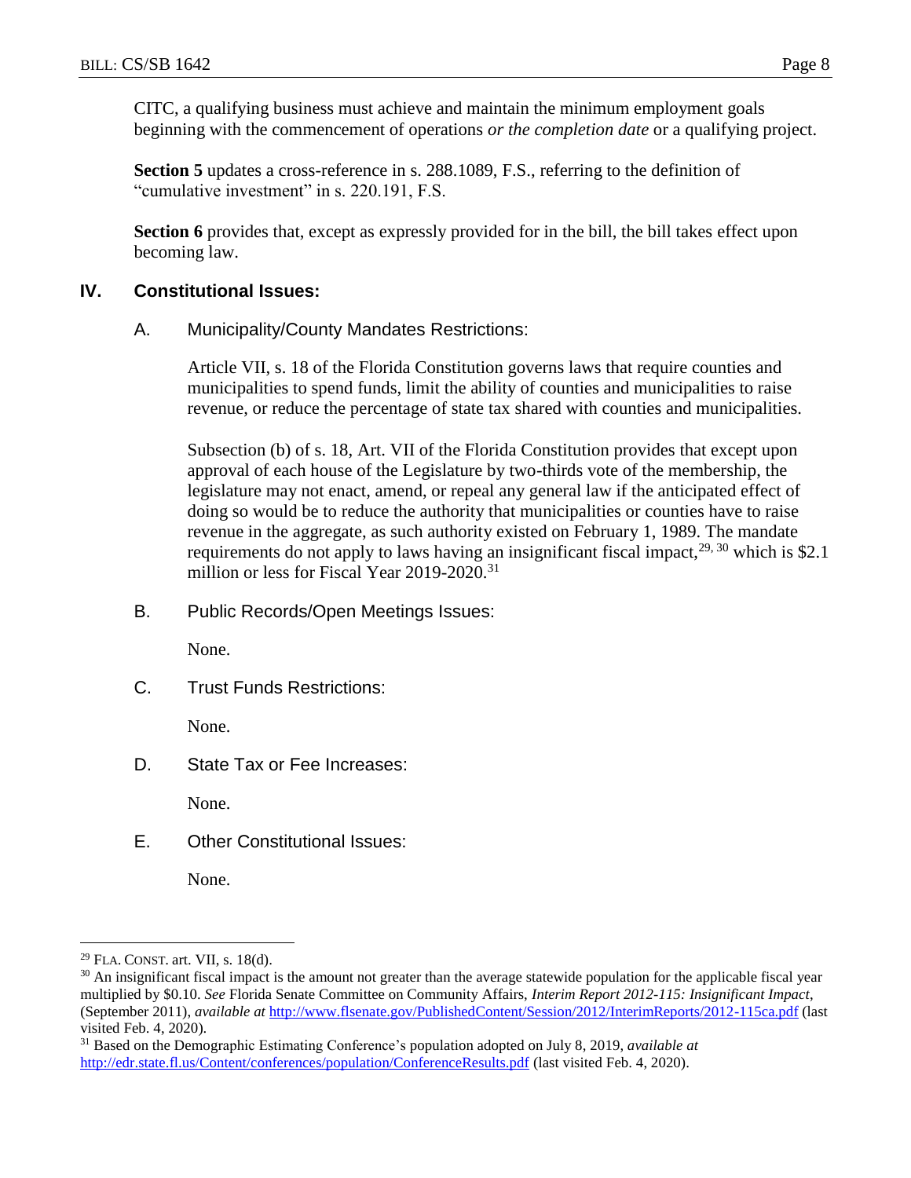CITC, a qualifying business must achieve and maintain the minimum employment goals beginning with the commencement of operations *or the completion date* or a qualifying project.

**Section 5** updates a cross-reference in s. 288.1089, F.S., referring to the definition of "cumulative investment" in s. 220.191, F.S.

**Section 6** provides that, except as expressly provided for in the bill, the bill takes effect upon becoming law.

## IV. Constitutional Issues:

### A. Municipality/County Mandates Restrictions:

Article VII, s. 18 of the Florida Constitution governs laws that require counties and municipalities to spend funds, limit the ability of counties and municipalities to raise revenue, or reduce the percentage of state tax shared with counties and municipalities.

Subsection (b) of s. 18, Art. VII of the Florida Constitution provides that except upon approval of each house of the Legislature by two-thirds vote of the membership, the legislature may not enact, amend, or repeal any general law if the anticipated effect of doing so would be to reduce the authority that municipalities or counties have to raise revenue in the aggregate, as such authority existed on February 1, 1989. The mandate requirements do not apply to laws having an insignificant fiscal impact,[29, 30] which is $2.1 million or less for Fiscal Year 2019-2020.[31]

### B. Public Records/Open Meetings Issues:

None.

### C. Trust Funds Restrictions:

None.

### D. State Tax or Fee Increases:

None.

### E. Other Constitutional Issues:

None.

---

[29] FLA. CONST. art. VII, s. 18(d).

[30] An insignificant fiscal impact is the amount not greater than the average statewide population for the applicable fiscal year multiplied by $0.10. *See* Florida Senate Committee on Community Affairs, *Interim Report 2012-115: Insignificant Impact*, (September 2011), *available at* http://www.flsenate.gov/PublishedContent/Session/2012/InterimReports/2012-115ca.pdf (last visited Feb. 4, 2020).

[31] Based on the Demographic Estimating Conference's population adopted on July 8, 2019, *available at* http://edr.state.fl.us/Content/conferences/population/ConferenceResults.pdf (last visited Feb. 4, 2020).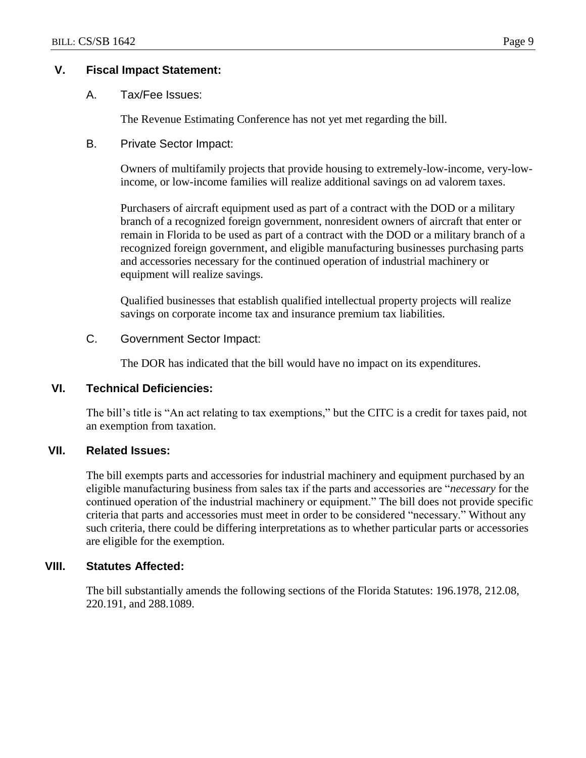## V. Fiscal Impact Statement:

### A. Tax/Fee Issues:

The Revenue Estimating Conference has not yet met regarding the bill.

### B. Private Sector Impact:

Owners of multifamily projects that provide housing to extremely-low-income, very-low-income, or low-income families will realize additional savings on ad valorem taxes.

Purchasers of aircraft equipment used as part of a contract with the DOD or a military branch of a recognized foreign government, nonresident owners of aircraft that enter or remain in Florida to be used as part of a contract with the DOD or a military branch of a recognized foreign government, and eligible manufacturing businesses purchasing parts and accessories necessary for the continued operation of industrial machinery or equipment will realize savings.

Qualified businesses that establish qualified intellectual property projects will realize savings on corporate income tax and insurance premium tax liabilities.

### C. Government Sector Impact:

The DOR has indicated that the bill would have no impact on its expenditures.

## VI. Technical Deficiencies:

The bill's title is "An act relating to tax exemptions," but the CITC is a credit for taxes paid, not an exemption from taxation.

## VII. Related Issues:

The bill exempts parts and accessories for industrial machinery and equipment purchased by an eligible manufacturing business from sales tax if the parts and accessories are "*necessary* for the continued operation of the industrial machinery or equipment." The bill does not provide specific criteria that parts and accessories must meet in order to be considered "necessary." Without any such criteria, there could be differing interpretations as to whether particular parts or accessories are eligible for the exemption.

## VIII. Statutes Affected:

The bill substantially amends the following sections of the Florida Statutes: 196.1978, 212.08, 220.191, and 288.1089.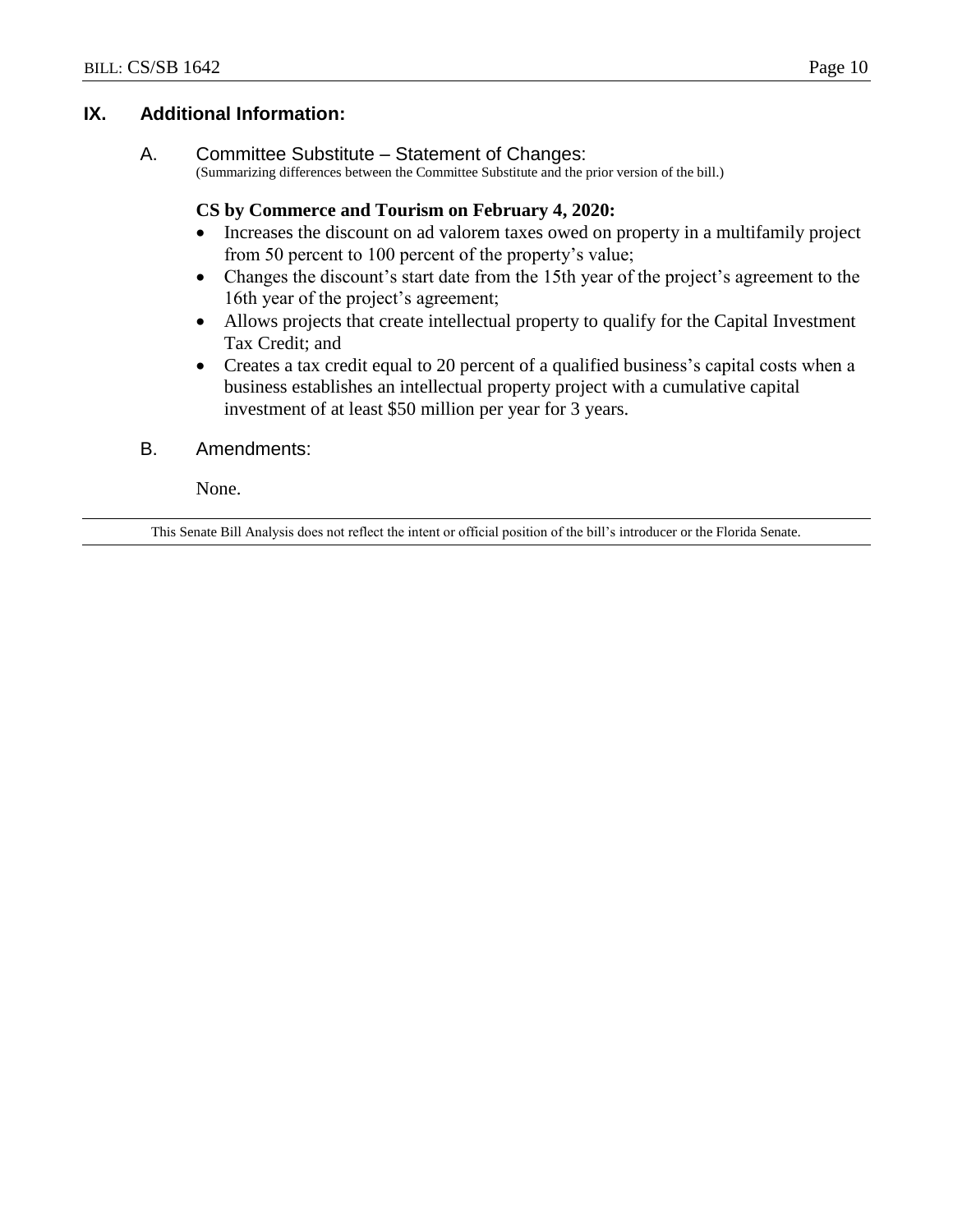## IX. Additional Information:

### A. Committee Substitute – Statement of Changes:

(Summarizing differences between the Committee Substitute and the prior version of the bill.)

**CS by Commerce and Tourism on February 4, 2020:**

- Increases the discount on ad valorem taxes owed on property in a multifamily project from 50 percent to 100 percent of the property's value;
- Changes the discount's start date from the 15th year of the project's agreement to the 16th year of the project's agreement;
- Allows projects that create intellectual property to qualify for the Capital Investment Tax Credit; and
- Creates a tax credit equal to 20 percent of a qualified business's capital costs when a business establishes an intellectual property project with a cumulative capital investment of at least $50 million per year for 3 years.

### B. Amendments:

None.

This Senate Bill Analysis does not reflect the intent or official position of the bill's introducer or the Florida Senate.